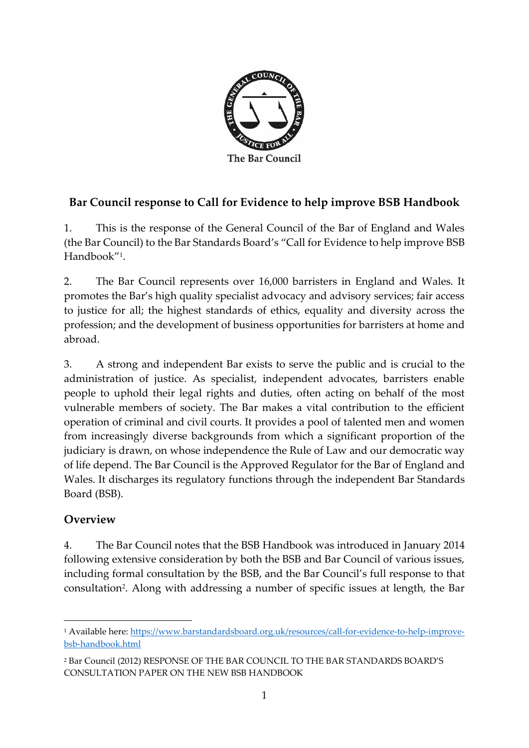The Bar Council

## Bar Council response to Call for Evidence to help improve BSB Handbook

1. This is the response of the General Council of the Bar of England and Wales (the Bar Council) to the Bar Standards Board's "Call for Evidence to help improve BSB Handbook"[1].

2. The Bar Council represents over 16,000 barristers in England and Wales. It promotes the Bar's high quality specialist advocacy and advisory services; fair access to justice for all; the highest standards of ethics, equality and diversity across the profession; and the development of business opportunities for barristers at home and abroad.

3. A strong and independent Bar exists to serve the public and is crucial to the administration of justice. As specialist, independent advocates, barristers enable people to uphold their legal rights and duties, often acting on behalf of the most vulnerable members of society. The Bar makes a vital contribution to the efficient operation of criminal and civil courts. It provides a pool of talented men and women from increasingly diverse backgrounds from which a significant proportion of the judiciary is drawn, on whose independence the Rule of Law and our democratic way of life depend. The Bar Council is the Approved Regulator for the Bar of England and Wales. It discharges its regulatory functions through the independent Bar Standards Board (BSB).

## Overview

4. The Bar Council notes that the BSB Handbook was introduced in January 2014 following extensive consideration by both the BSB and Bar Council of various issues, including formal consultation by the BSB, and the Bar Council's full response to that consultation[2]. Along with addressing a number of specific issues at length, the Bar

---

[1] Available here: https://www.barstandardsboard.org.uk/resources/call-for-evidence-to-help-improve-bsb-handbook.html

[2] Bar Council (2012) RESPONSE OF THE BAR COUNCIL TO THE BAR STANDARDS BOARD'S CONSULTATION PAPER ON THE NEW BSB HANDBOOK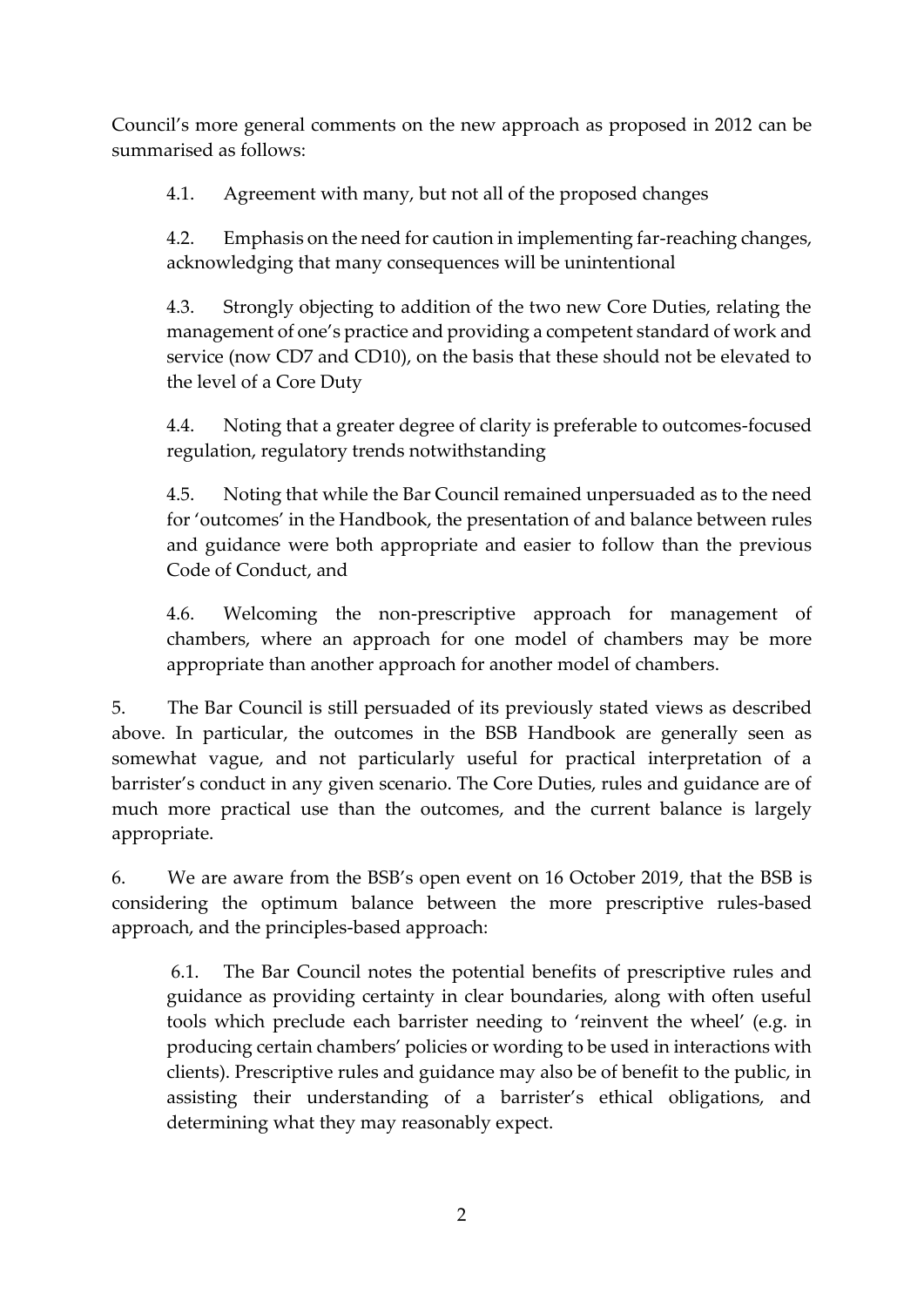Council's more general comments on the new approach as proposed in 2012 can be summarised as follows:

4.1. Agreement with many, but not all of the proposed changes

4.2. Emphasis on the need for caution in implementing far-reaching changes, acknowledging that many consequences will be unintentional

4.3. Strongly objecting to addition of the two new Core Duties, relating the management of one's practice and providing a competent standard of work and service (now CD7 and CD10), on the basis that these should not be elevated to the level of a Core Duty

4.4. Noting that a greater degree of clarity is preferable to outcomes-focused regulation, regulatory trends notwithstanding

4.5. Noting that while the Bar Council remained unpersuaded as to the need for 'outcomes' in the Handbook, the presentation of and balance between rules and guidance were both appropriate and easier to follow than the previous Code of Conduct, and

4.6. Welcoming the non-prescriptive approach for management of chambers, where an approach for one model of chambers may be more appropriate than another approach for another model of chambers.

5. The Bar Council is still persuaded of its previously stated views as described above. In particular, the outcomes in the BSB Handbook are generally seen as somewhat vague, and not particularly useful for practical interpretation of a barrister's conduct in any given scenario. The Core Duties, rules and guidance are of much more practical use than the outcomes, and the current balance is largely appropriate.

6. We are aware from the BSB's open event on 16 October 2019, that the BSB is considering the optimum balance between the more prescriptive rules-based approach, and the principles-based approach:

6.1. The Bar Council notes the potential benefits of prescriptive rules and guidance as providing certainty in clear boundaries, along with often useful tools which preclude each barrister needing to 'reinvent the wheel' (e.g. in producing certain chambers' policies or wording to be used in interactions with clients). Prescriptive rules and guidance may also be of benefit to the public, in assisting their understanding of a barrister's ethical obligations, and determining what they may reasonably expect.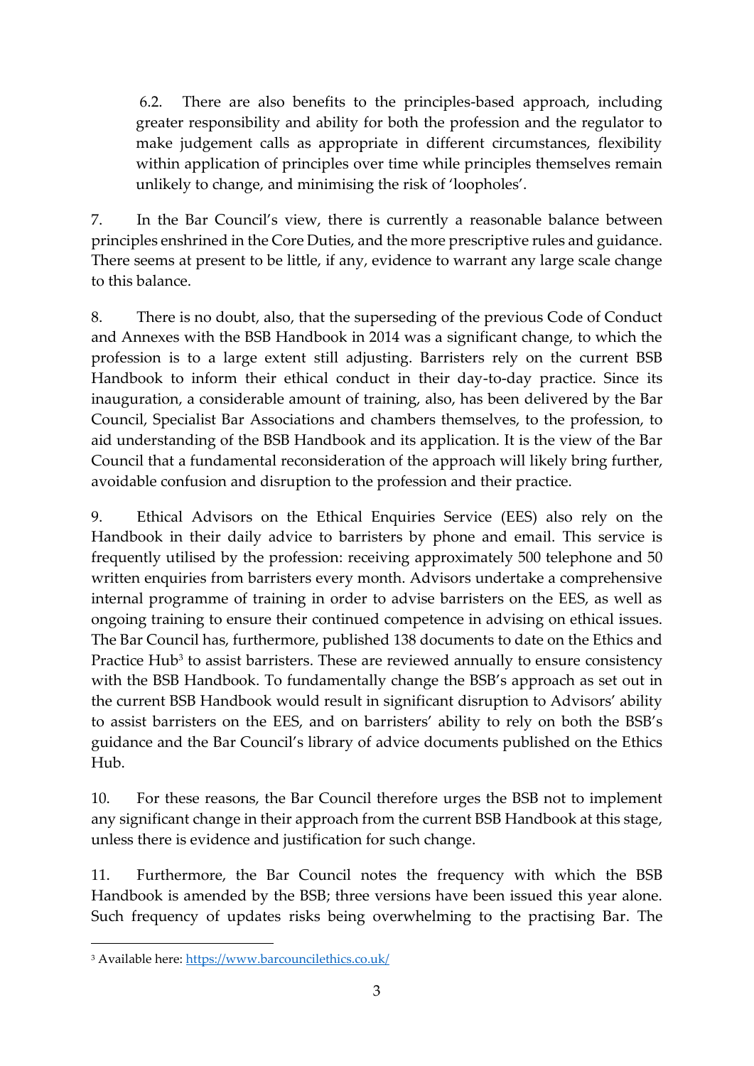6.2. There are also benefits to the principles-based approach, including greater responsibility and ability for both the profession and the regulator to make judgement calls as appropriate in different circumstances, flexibility within application of principles over time while principles themselves remain unlikely to change, and minimising the risk of 'loopholes'.

7. In the Bar Council's view, there is currently a reasonable balance between principles enshrined in the Core Duties, and the more prescriptive rules and guidance. There seems at present to be little, if any, evidence to warrant any large scale change to this balance.

8. There is no doubt, also, that the superseding of the previous Code of Conduct and Annexes with the BSB Handbook in 2014 was a significant change, to which the profession is to a large extent still adjusting. Barristers rely on the current BSB Handbook to inform their ethical conduct in their day-to-day practice. Since its inauguration, a considerable amount of training, also, has been delivered by the Bar Council, Specialist Bar Associations and chambers themselves, to the profession, to aid understanding of the BSB Handbook and its application. It is the view of the Bar Council that a fundamental reconsideration of the approach will likely bring further, avoidable confusion and disruption to the profession and their practice.

9. Ethical Advisors on the Ethical Enquiries Service (EES) also rely on the Handbook in their daily advice to barristers by phone and email. This service is frequently utilised by the profession: receiving approximately 500 telephone and 50 written enquiries from barristers every month. Advisors undertake a comprehensive internal programme of training in order to advise barristers on the EES, as well as ongoing training to ensure their continued competence in advising on ethical issues. The Bar Council has, furthermore, published 138 documents to date on the Ethics and Practice Hub[3] to assist barristers. These are reviewed annually to ensure consistency with the BSB Handbook. To fundamentally change the BSB's approach as set out in the current BSB Handbook would result in significant disruption to Advisors' ability to assist barristers on the EES, and on barristers' ability to rely on both the BSB's guidance and the Bar Council's library of advice documents published on the Ethics Hub.

10. For these reasons, the Bar Council therefore urges the BSB not to implement any significant change in their approach from the current BSB Handbook at this stage, unless there is evidence and justification for such change.

11. Furthermore, the Bar Council notes the frequency with which the BSB Handbook is amended by the BSB; three versions have been issued this year alone. Such frequency of updates risks being overwhelming to the practising Bar. The

[3] Available here: https://www.barcouncilethics.co.uk/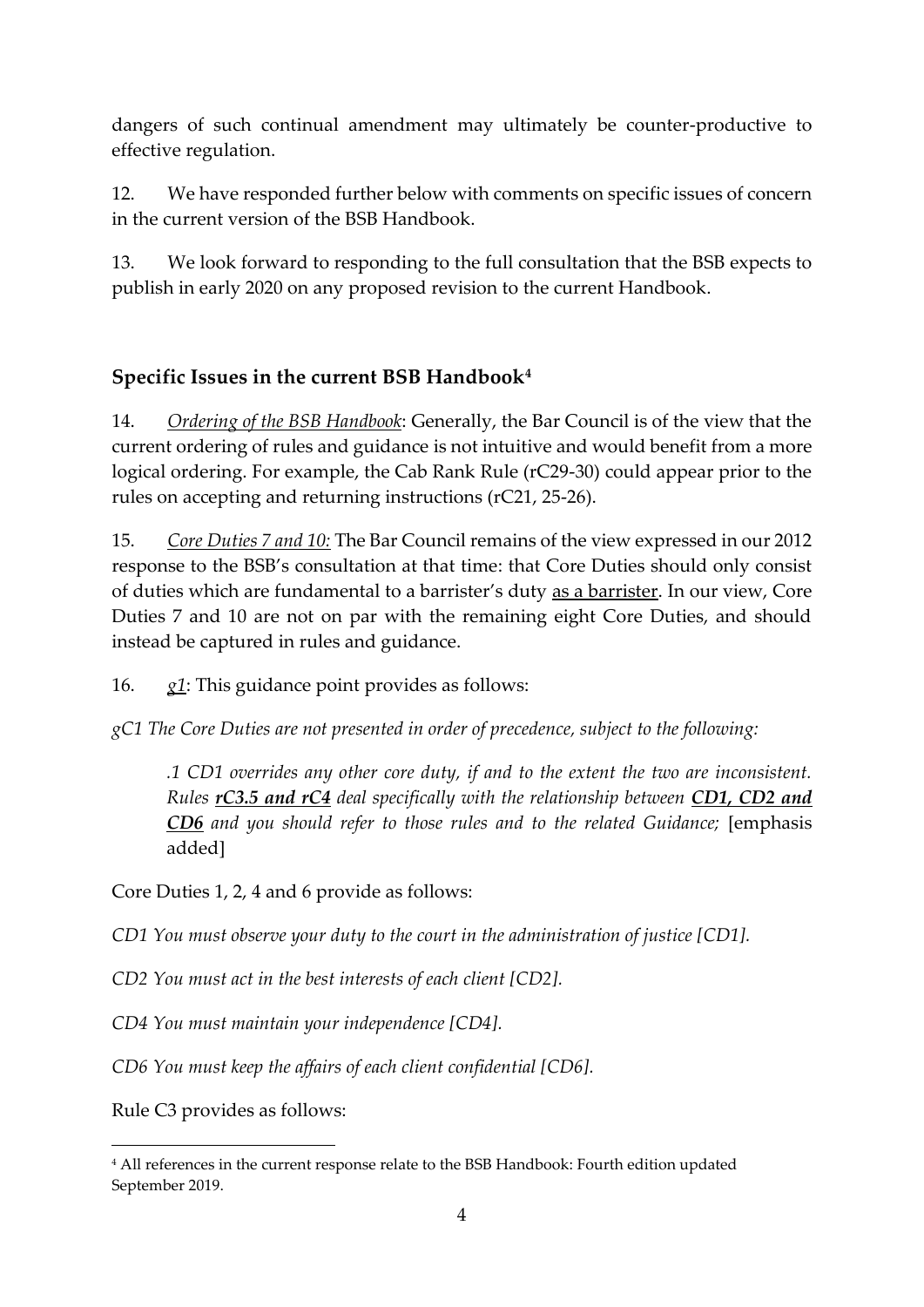dangers of such continual amendment may ultimately be counter-productive to effective regulation.

12. We have responded further below with comments on specific issues of concern in the current version of the BSB Handbook.

13. We look forward to responding to the full consultation that the BSB expects to publish in early 2020 on any proposed revision to the current Handbook.

## Specific Issues in the current BSB Handbook[4]

14. *Ordering of the BSB Handbook*: Generally, the Bar Council is of the view that the current ordering of rules and guidance is not intuitive and would benefit from a more logical ordering. For example, the Cab Rank Rule (rC29-30) could appear prior to the rules on accepting and returning instructions (rC21, 25-26).

15. *Core Duties 7 and 10:* The Bar Council remains of the view expressed in our 2012 response to the BSB's consultation at that time: that Core Duties should only consist of duties which are fundamental to a barrister's duty as a barrister. In our view, Core Duties 7 and 10 are not on par with the remaining eight Core Duties, and should instead be captured in rules and guidance.

16. *g1*: This guidance point provides as follows:

*gC1 The Core Duties are not presented in order of precedence, subject to the following:*

> *.1 CD1 overrides any other core duty, if and to the extent the two are inconsistent. Rules* ***rC3.5 and rC4*** *deal specifically with the relationship between* ***CD1, CD2 and CD6*** *and you should refer to those rules and to the related Guidance;* [emphasis added]

Core Duties 1, 2, 4 and 6 provide as follows:

*CD1 You must observe your duty to the court in the administration of justice [CD1].*

*CD2 You must act in the best interests of each client [CD2].*

*CD4 You must maintain your independence [CD4].*

*CD6 You must keep the affairs of each client confidential [CD6].*

Rule C3 provides as follows:

[4] All references in the current response relate to the BSB Handbook: Fourth edition updated September 2019.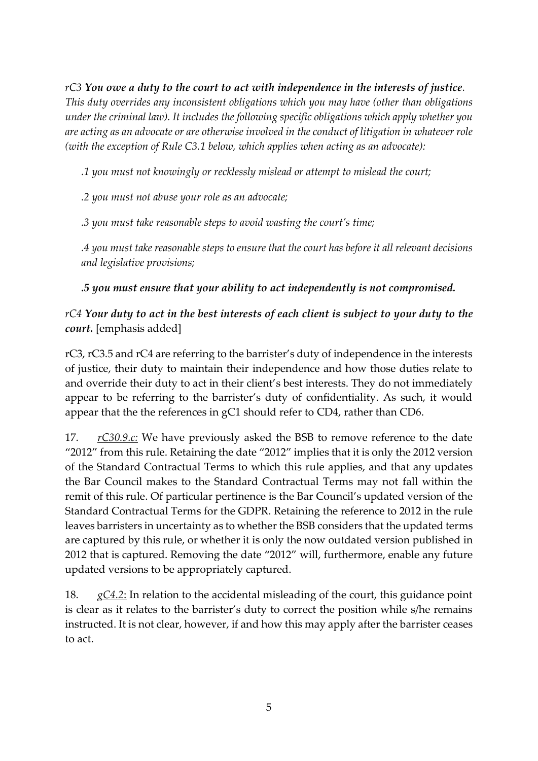*rC3* ***You owe a duty to the court to act with independence in the interests of justice****. This duty overrides any inconsistent obligations which you may have (other than obligations under the criminal law). It includes the following specific obligations which apply whether you are acting as an advocate or are otherwise involved in the conduct of litigation in whatever role (with the exception of Rule C3.1 below, which applies when acting as an advocate):*

*.1 you must not knowingly or recklessly mislead or attempt to mislead the court;*

*.2 you must not abuse your role as an advocate;*

*.3 you must take reasonable steps to avoid wasting the court's time;*

*.4 you must take reasonable steps to ensure that the court has before it all relevant decisions and legislative provisions;*

***.5 you must ensure that your ability to act independently is not compromised.***

*rC4* ***Your duty to act in the best interests of each client is subject to your duty to the court.*** [emphasis added]

rC3, rC3.5 and rC4 are referring to the barrister's duty of independence in the interests of justice, their duty to maintain their independence and how those duties relate to and override their duty to act in their client's best interests. They do not immediately appear to be referring to the barrister's duty of confidentiality. As such, it would appear that the the references in gC1 should refer to CD4, rather than CD6.

17. *rC30.9.c:* We have previously asked the BSB to remove reference to the date "2012" from this rule. Retaining the date "2012" implies that it is only the 2012 version of the Standard Contractual Terms to which this rule applies, and that any updates the Bar Council makes to the Standard Contractual Terms may not fall within the remit of this rule. Of particular pertinence is the Bar Council's updated version of the Standard Contractual Terms for the GDPR. Retaining the reference to 2012 in the rule leaves barristers in uncertainty as to whether the BSB considers that the updated terms are captured by this rule, or whether it is only the now outdated version published in 2012 that is captured. Removing the date "2012" will, furthermore, enable any future updated versions to be appropriately captured.

18. *gC4.2*: In relation to the accidental misleading of the court, this guidance point is clear as it relates to the barrister's duty to correct the position while s/he remains instructed. It is not clear, however, if and how this may apply after the barrister ceases to act.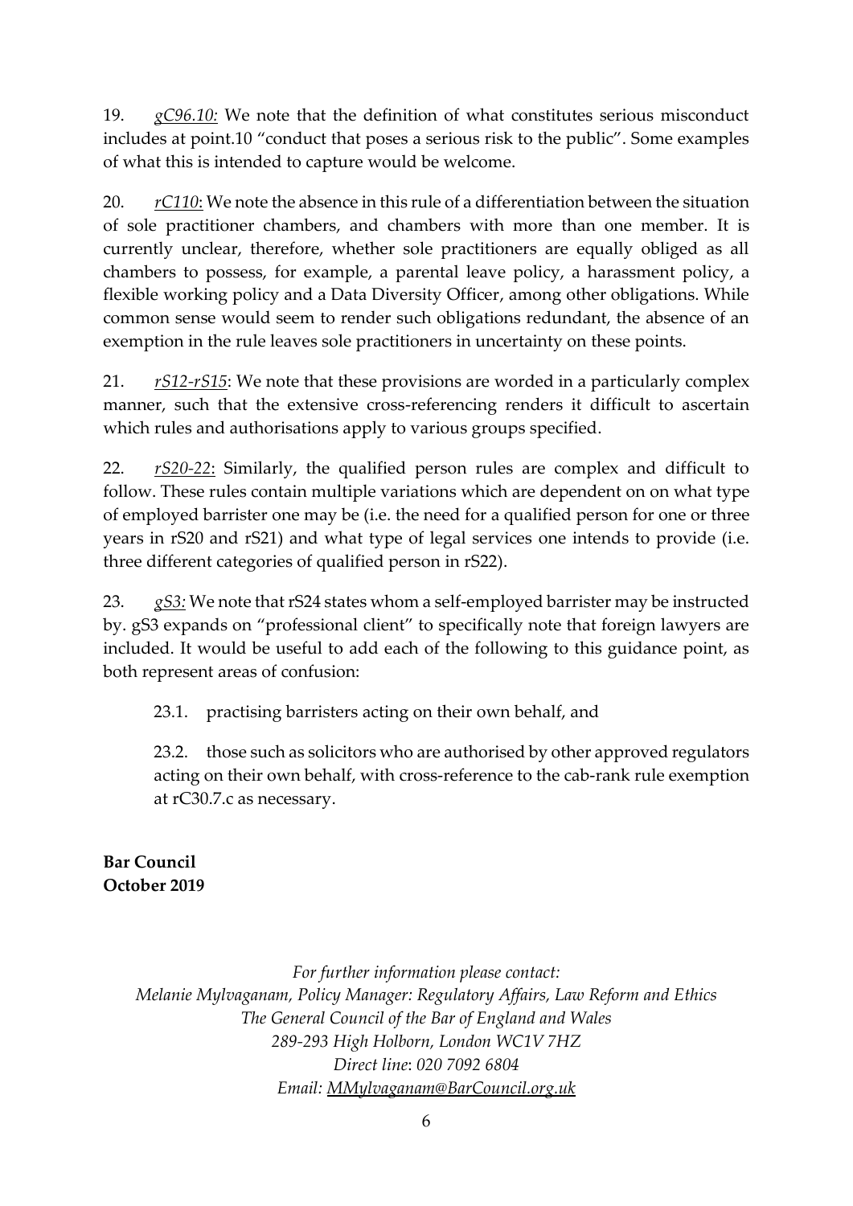19. *gC96.10:* We note that the definition of what constitutes serious misconduct includes at point.10 "conduct that poses a serious risk to the public". Some examples of what this is intended to capture would be welcome.

20. *rC110*: We note the absence in this rule of a differentiation between the situation of sole practitioner chambers, and chambers with more than one member. It is currently unclear, therefore, whether sole practitioners are equally obliged as all chambers to possess, for example, a parental leave policy, a harassment policy, a flexible working policy and a Data Diversity Officer, among other obligations. While common sense would seem to render such obligations redundant, the absence of an exemption in the rule leaves sole practitioners in uncertainty on these points.

21. *rS12-rS15*: We note that these provisions are worded in a particularly complex manner, such that the extensive cross-referencing renders it difficult to ascertain which rules and authorisations apply to various groups specified.

22. *rS20-22*: Similarly, the qualified person rules are complex and difficult to follow. These rules contain multiple variations which are dependent on on what type of employed barrister one may be (i.e. the need for a qualified person for one or three years in rS20 and rS21) and what type of legal services one intends to provide (i.e. three different categories of qualified person in rS22).

23. *gS3:* We note that rS24 states whom a self-employed barrister may be instructed by. gS3 expands on "professional client" to specifically note that foreign lawyers are included. It would be useful to add each of the following to this guidance point, as both represent areas of confusion:

    23.1. practising barristers acting on their own behalf, and

    23.2. those such as solicitors who are authorised by other approved regulators acting on their own behalf, with cross-reference to the cab-rank rule exemption at rC30.7.c as necessary.

**Bar Council**
**October 2019**

*For further information please contact:*
*Melanie Mylvaganam, Policy Manager: Regulatory Affairs, Law Reform and Ethics*
*The General Council of the Bar of England and Wales*
*289-293 High Holborn, London WC1V 7HZ*
*Direct line: 020 7092 6804*
*Email: MMylvaganam@BarCouncil.org.uk*